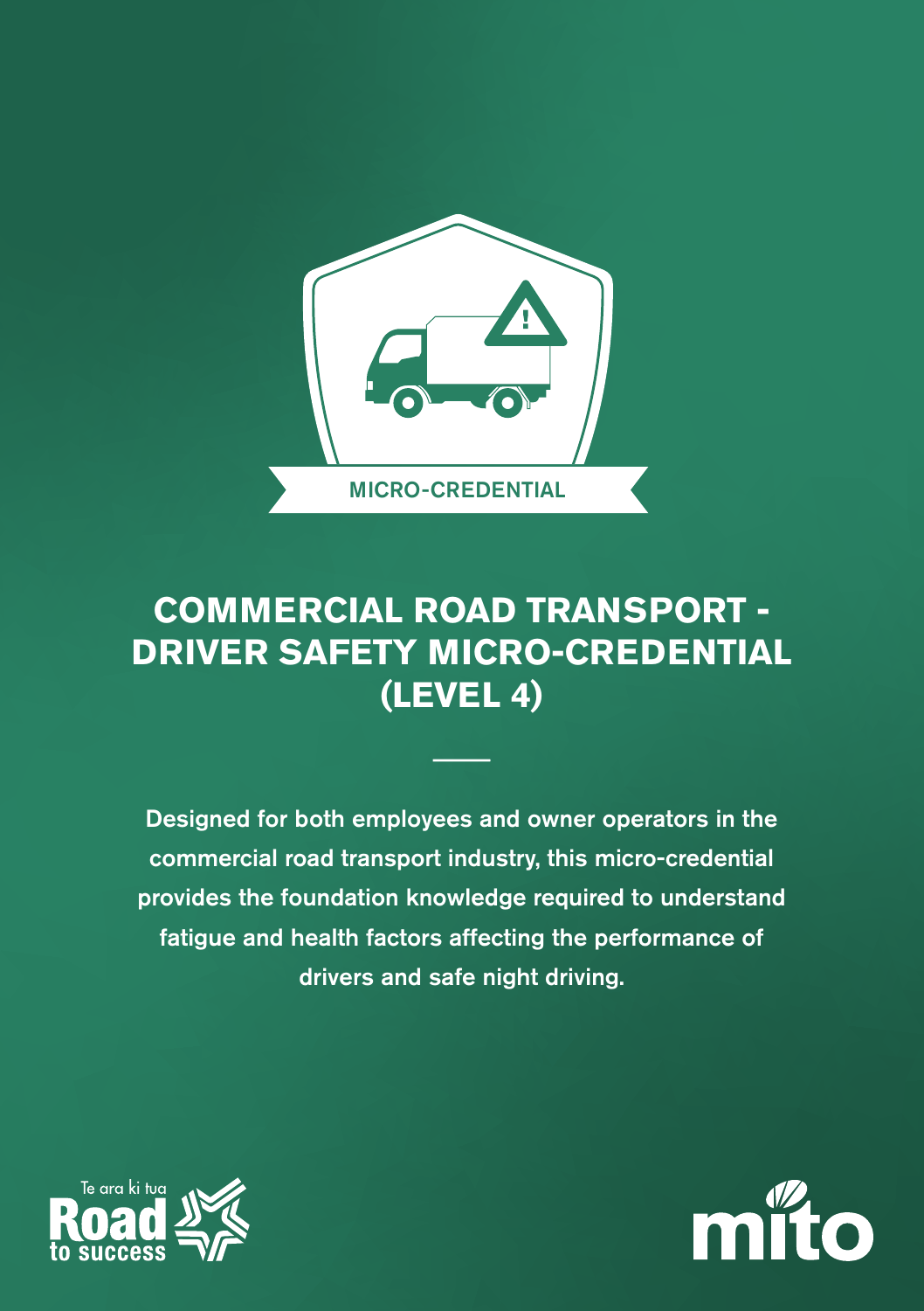MICRO-CREDENTIAL

# COMMERCIAL ROAD TRANSPORT - DRIVER SAFETY MICRO-CREDENTIAL (LEVEL 4)

**Designed for both employees and owner operators in the commercial road transport industry, this micro-credential provides the foundation knowledge required to understand fatigue and health factors affecting the performance of drivers and safe night driving.**

Te ara ki tua Road to success

mito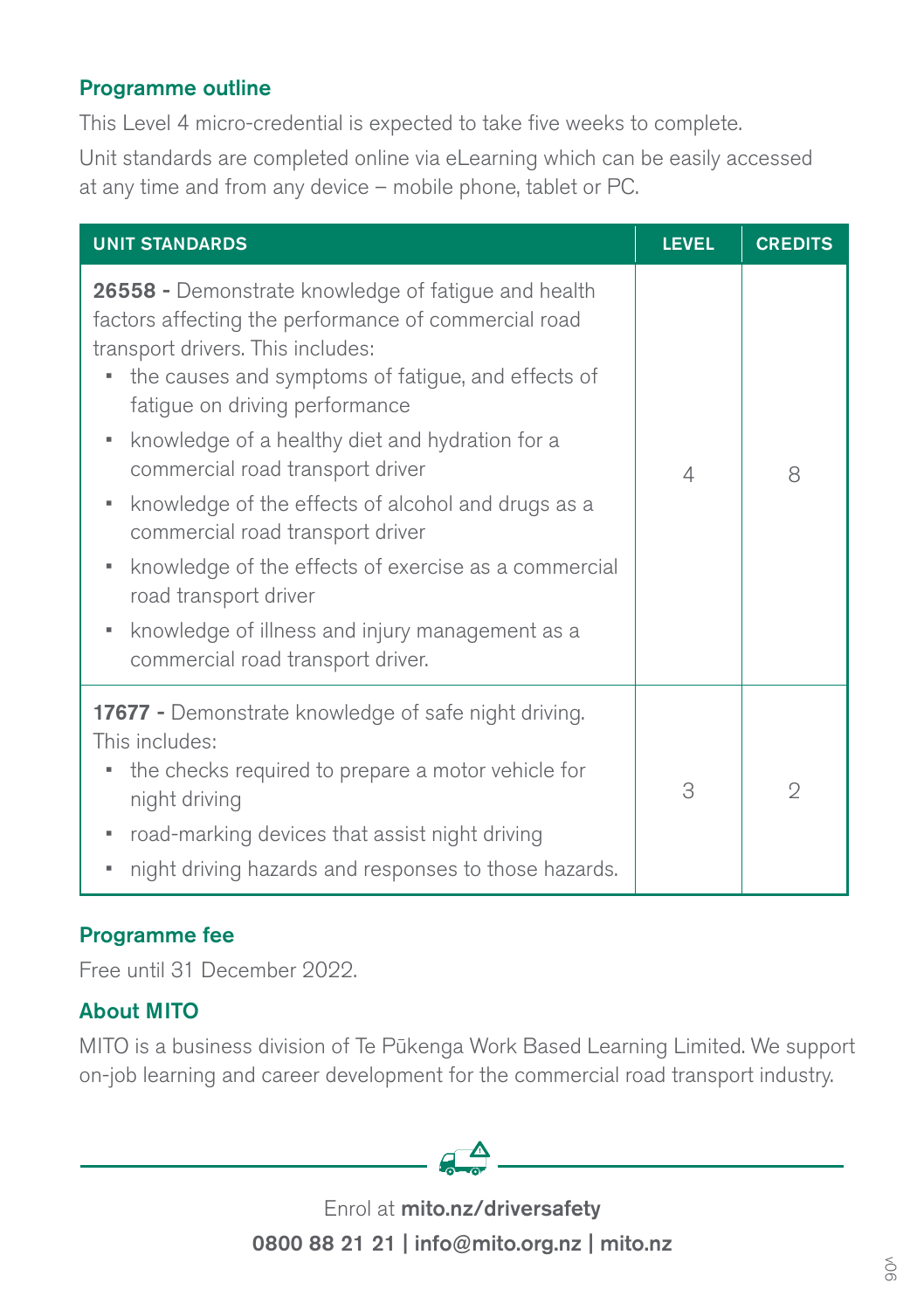## Programme outline

This Level 4 micro-credential is expected to take five weeks to complete.

Unit standards are completed online via eLearning which can be easily accessed at any time and from any device – mobile phone, tablet or PC.

| UNIT STANDARDS | LEVEL | CREDITS |
|---|---|---|
| **26558 -** Demonstrate knowledge of fatigue and health factors affecting the performance of commercial road transport drivers. This includes:<br>▪ the causes and symptoms of fatigue, and effects of fatigue on driving performance<br>▪ knowledge of a healthy diet and hydration for a commercial road transport driver<br>▪ knowledge of the effects of alcohol and drugs as a commercial road transport driver<br>▪ knowledge of the effects of exercise as a commercial road transport driver<br>▪ knowledge of illness and injury management as a commercial road transport driver. | 4 | 8 |
| **17677 -** Demonstrate knowledge of safe night driving. This includes:<br>▪ the checks required to prepare a motor vehicle for night driving<br>▪ road-marking devices that assist night driving<br>▪ night driving hazards and responses to those hazards. | 3 | 2 |

## Programme fee

Free until 31 December 2022.

## About MITO

MITO is a business division of Te Pūkenga Work Based Learning Limited. We support on-job learning and career development for the commercial road transport industry.

Enrol at **mito.nz/driversafety**

**0800 88 21 21 | info@mito.org.nz | mito.nz**